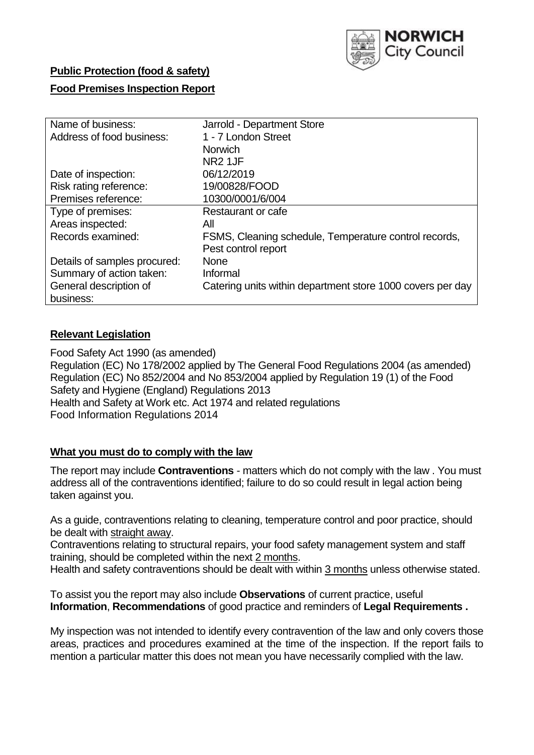NORWICH City Council

**Public Protection (food & safety)**

**Food Premises Inspection Report**

| Name of business: | Jarrold - Department Store |
|---|---|
| Address of food business: | 1 - 7 London Street<br>Norwich<br>NR2 1JF |
| Date of inspection: | 06/12/2019 |
| Risk rating reference: | 19/00828/FOOD |
| Premises reference: | 10300/0001/6/004 |
| Type of premises: | Restaurant or cafe |
| Areas inspected: | All |
| Records examined: | FSMS, Cleaning schedule, Temperature control records, Pest control report |
| Details of samples procured: | None |
| Summary of action taken: | Informal |
| General description of business: | Catering units within department store 1000 covers per day |

## **Relevant Legislation**

Food Safety Act 1990 (as amended)
Regulation (EC) No 178/2002 applied by The General Food Regulations 2004 (as amended)
Regulation (EC) No 852/2004 and No 853/2004 applied by Regulation 19 (1) of the Food Safety and Hygiene (England) Regulations 2013
Health and Safety at Work etc. Act 1974 and related regulations
Food Information Regulations 2014

## **What you must do to comply with the law**

The report may include **Contraventions** - matters which do not comply with the law . You must address all of the contraventions identified; failure to do so could result in legal action being taken against you.

As a guide, contraventions relating to cleaning, temperature control and poor practice, should be dealt with straight away.
Contraventions relating to structural repairs, your food safety management system and staff training, should be completed within the next 2 months.
Health and safety contraventions should be dealt with within 3 months unless otherwise stated.

To assist you the report may also include **Observations** of current practice, useful **Information**, **Recommendations** of good practice and reminders of **Legal Requirements .**

My inspection was not intended to identify every contravention of the law and only covers those areas, practices and procedures examined at the time of the inspection. If the report fails to mention a particular matter this does not mean you have necessarily complied with the law.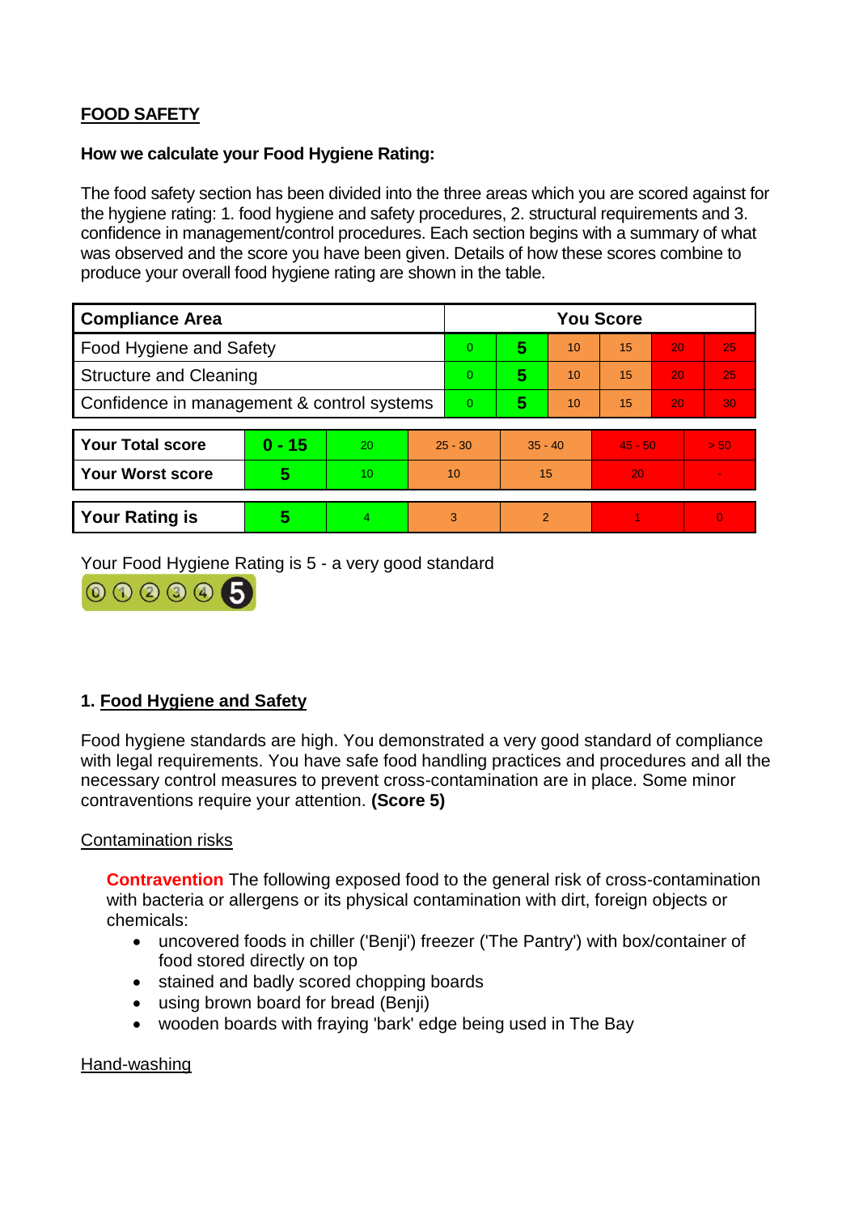**FOOD SAFETY**

**How we calculate your Food Hygiene Rating:**

The food safety section has been divided into the three areas which you are scored against for the hygiene rating: 1. food hygiene and safety procedures, 2. structural requirements and 3. confidence in management/control procedures. Each section begins with a summary of what was observed and the score you have been given. Details of how these scores combine to produce your overall food hygiene rating are shown in the table.

| Compliance Area | You Score | | | | | |
|---|---|---|---|---|---|---|
| Food Hygiene and Safety | 0 | **5** | 10 | 15 | 20 | 25 |
| Structure and Cleaning | 0 | **5** | 10 | 15 | 20 | 25 |
| Confidence in management & control systems | 0 | **5** | 10 | 15 | 20 | 30 |

| | | | | | | |
|---|---|---|---|---|---|---|
| **Your Total score** | **0 - 15** | 20 | 25 - 30 | 35 - 40 | 45 - 50 | > 50 |
| **Your Worst score** | **5** | 10 | 10 | 15 | 20 | - |

| | | | | | | |
|---|---|---|---|---|---|---|
| **Your Rating is** | **5** | 4 | 3 | 2 | 1 | 0 |

Your Food Hygiene Rating is 5 - a very good standard

## 1. Food Hygiene and Safety

Food hygiene standards are high. You demonstrated a very good standard of compliance with legal requirements. You have safe food handling practices and procedures and all the necessary control measures to prevent cross-contamination are in place. Some minor contraventions require your attention. **(Score 5)**

### Contamination risks

**Contravention** The following exposed food to the general risk of cross-contamination with bacteria or allergens or its physical contamination with dirt, foreign objects or chemicals:

- uncovered foods in chiller ('Benji') freezer ('The Pantry') with box/container of food stored directly on top
- stained and badly scored chopping boards
- using brown board for bread (Benji)
- wooden boards with fraying 'bark' edge being used in The Bay

### Hand-washing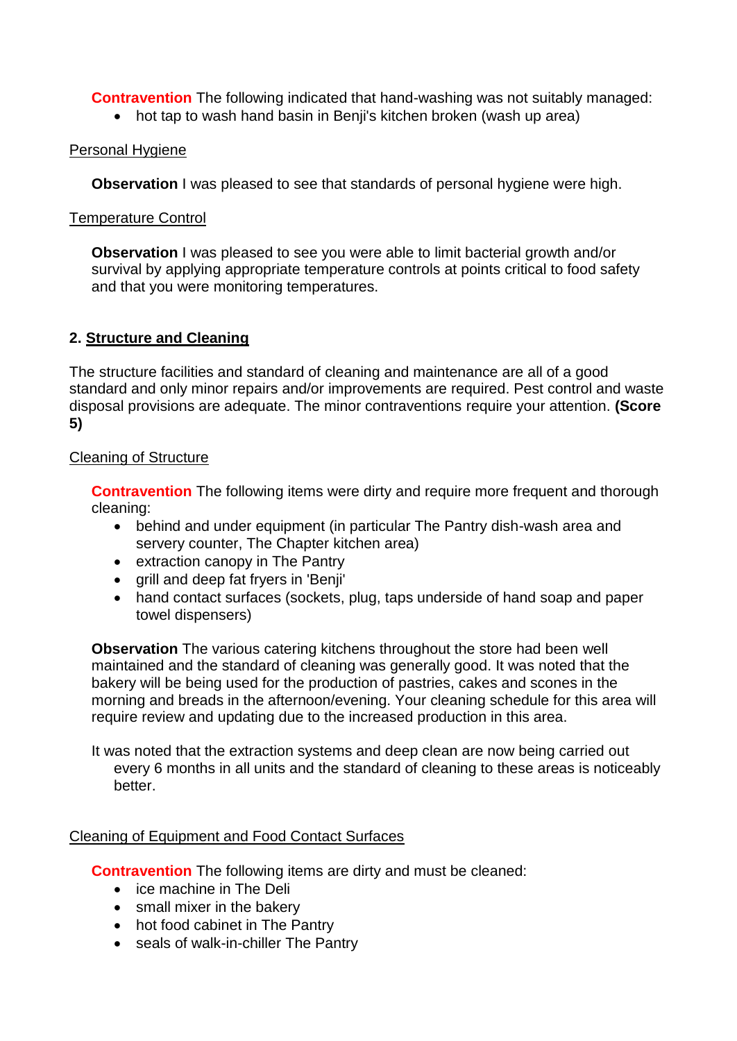**Contravention** The following indicated that hand-washing was not suitably managed:

- hot tap to wash hand basin in Benji's kitchen broken (wash up area)

Personal Hygiene

**Observation** I was pleased to see that standards of personal hygiene were high.

Temperature Control

**Observation** I was pleased to see you were able to limit bacterial growth and/or survival by applying appropriate temperature controls at points critical to food safety and that you were monitoring temperatures.

## 2. Structure and Cleaning

The structure facilities and standard of cleaning and maintenance are all of a good standard and only minor repairs and/or improvements are required. Pest control and waste disposal provisions are adequate. The minor contraventions require your attention. **(Score 5)**

Cleaning of Structure

**Contravention** The following items were dirty and require more frequent and thorough cleaning:

- behind and under equipment (in particular The Pantry dish-wash area and servery counter, The Chapter kitchen area)
- extraction canopy in The Pantry
- grill and deep fat fryers in 'Benji'
- hand contact surfaces (sockets, plug, taps underside of hand soap and paper towel dispensers)

**Observation** The various catering kitchens throughout the store had been well maintained and the standard of cleaning was generally good. It was noted that the bakery will be being used for the production of pastries, cakes and scones in the morning and breads in the afternoon/evening. Your cleaning schedule for this area will require review and updating due to the increased production in this area.

It was noted that the extraction systems and deep clean are now being carried out every 6 months in all units and the standard of cleaning to these areas is noticeably better.

Cleaning of Equipment and Food Contact Surfaces

**Contravention** The following items are dirty and must be cleaned:

- ice machine in The Deli
- small mixer in the bakery
- hot food cabinet in The Pantry
- seals of walk-in-chiller The Pantry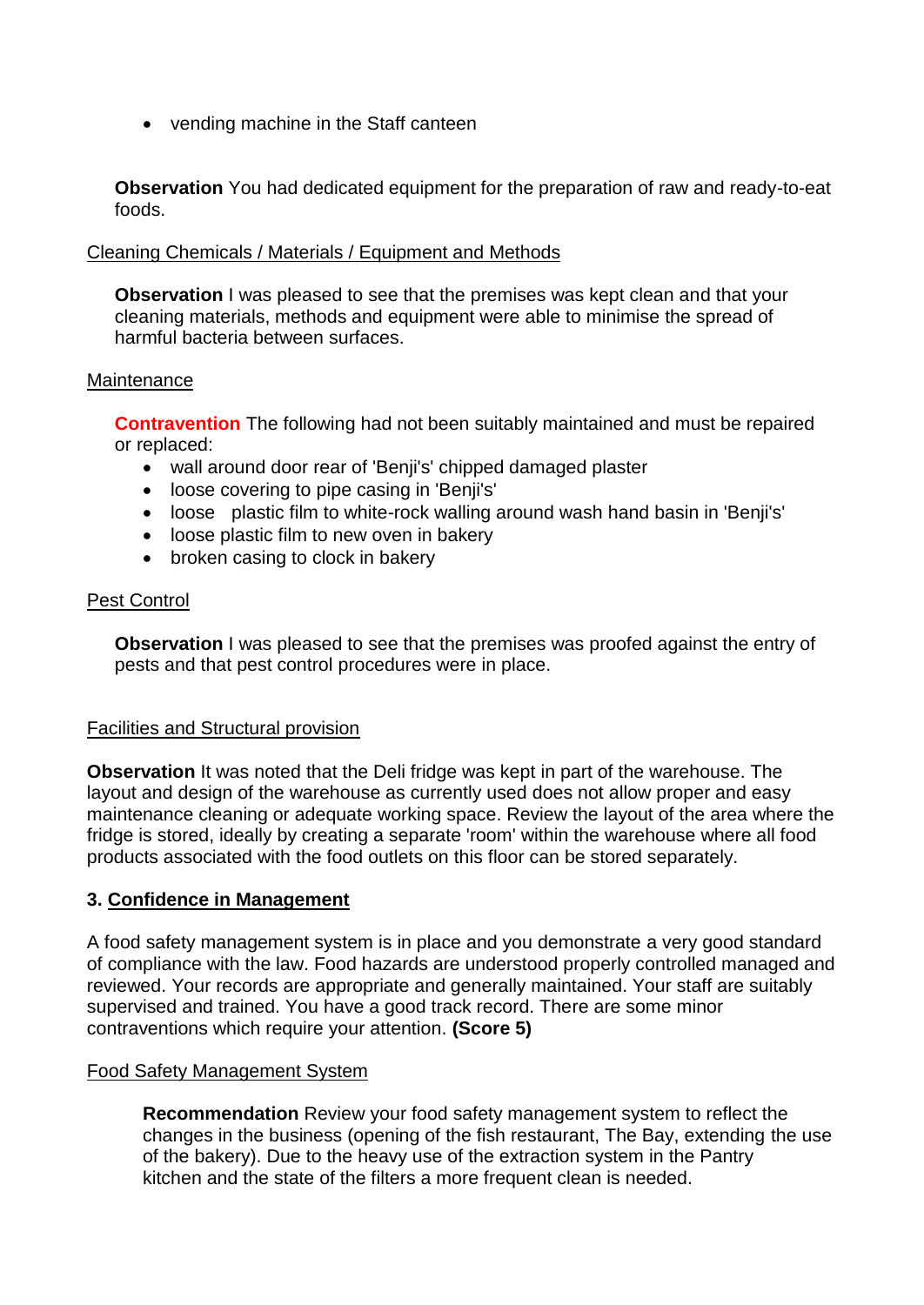- vending machine in the Staff canteen

**Observation** You had dedicated equipment for the preparation of raw and ready-to-eat foods.

Cleaning Chemicals / Materials / Equipment and Methods

**Observation** I was pleased to see that the premises was kept clean and that your cleaning materials, methods and equipment were able to minimise the spread of harmful bacteria between surfaces.

Maintenance

**Contravention** The following had not been suitably maintained and must be repaired or replaced:

- wall around door rear of 'Benji's' chipped damaged plaster
- loose covering to pipe casing in 'Benji's'
- loose plastic film to white-rock walling around wash hand basin in 'Benji's'
- loose plastic film to new oven in bakery
- broken casing to clock in bakery

Pest Control

**Observation** I was pleased to see that the premises was proofed against the entry of pests and that pest control procedures were in place.

Facilities and Structural provision

**Observation** It was noted that the Deli fridge was kept in part of the warehouse. The layout and design of the warehouse as currently used does not allow proper and easy maintenance cleaning or adequate working space. Review the layout of the area where the fridge is stored, ideally by creating a separate 'room' within the warehouse where all food products associated with the food outlets on this floor can be stored separately.

## 3. Confidence in Management

A food safety management system is in place and you demonstrate a very good standard of compliance with the law. Food hazards are understood properly controlled managed and reviewed. Your records are appropriate and generally maintained. Your staff are suitably supervised and trained. You have a good track record. There are some minor contraventions which require your attention. **(Score 5)**

Food Safety Management System

**Recommendation** Review your food safety management system to reflect the changes in the business (opening of the fish restaurant, The Bay, extending the use of the bakery). Due to the heavy use of the extraction system in the Pantry kitchen and the state of the filters a more frequent clean is needed.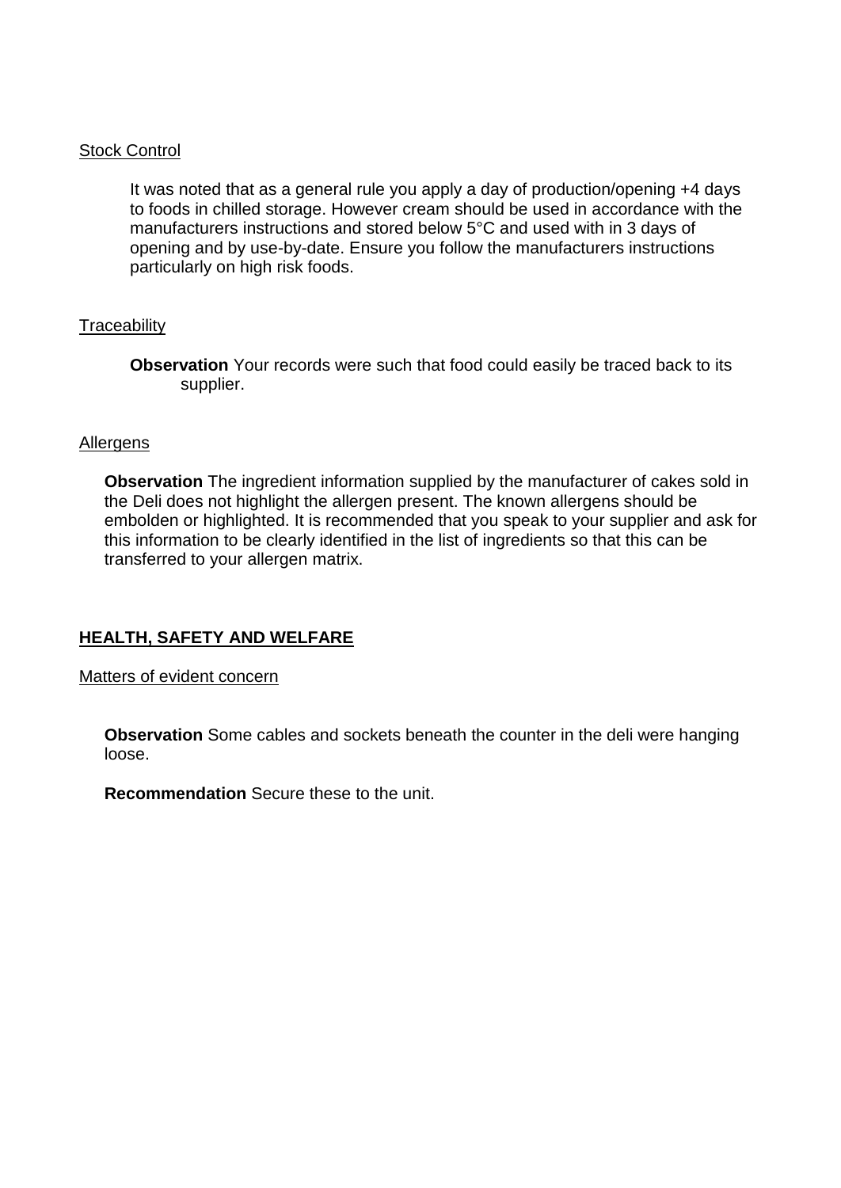Stock Control

It was noted that as a general rule you apply a day of production/opening +4 days to foods in chilled storage. However cream should be used in accordance with the manufacturers instructions and stored below 5°C and used with in 3 days of opening and by use-by-date. Ensure you follow the manufacturers instructions particularly on high risk foods.

Traceability

**Observation** Your records were such that food could easily be traced back to its supplier.

Allergens

**Observation** The ingredient information supplied by the manufacturer of cakes sold in the Deli does not highlight the allergen present. The known allergens should be embolden or highlighted. It is recommended that you speak to your supplier and ask for this information to be clearly identified in the list of ingredients so that this can be transferred to your allergen matrix.

## HEALTH, SAFETY AND WELFARE

Matters of evident concern

**Observation** Some cables and sockets beneath the counter in the deli were hanging loose.

**Recommendation** Secure these to the unit.